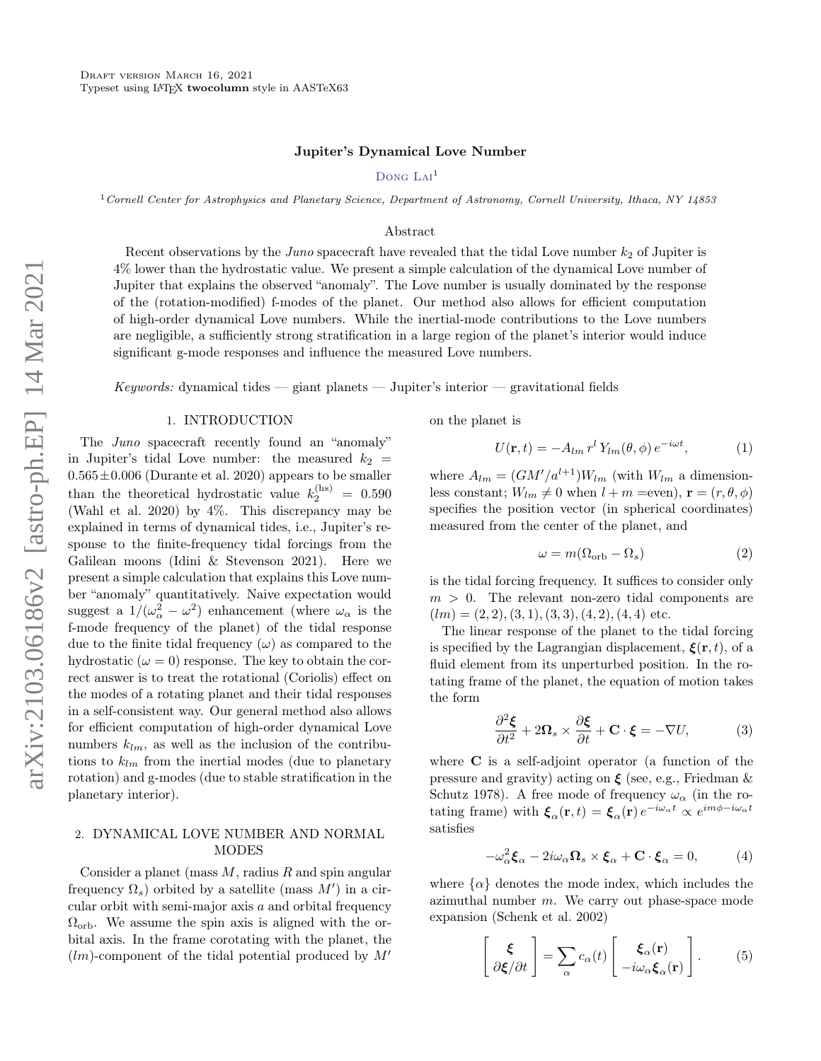Draft version March 16, 2021

Typeset using LaTeX **twocolumn** style in AASTeX63

# Jupiter's Dynamical Love Number

Dong Lai[1]

[1]*Cornell Center for Astrophysics and Planetary Science, Department of Astronomy, Cornell University, Ithaca, NY 14853*

## Abstract

Recent observations by the *Juno* spacecraft have revealed that the tidal Love number $k_2$ of Jupiter is 4% lower than the hydrostatic value. We present a simple calculation of the dynamical Love number of Jupiter that explains the observed "anomaly". The Love number is usually dominated by the response of the (rotation-modified) f-modes of the planet. Our method also allows for efficient computation of high-order dynamical Love numbers. While the inertial-mode contributions to the Love numbers are negligible, a sufficiently strong stratification in a large region of the planet's interior would induce significant g-mode responses and influence the measured Love numbers.

*Keywords:* dynamical tides — giant planets — Jupiter's interior — gravitational fields

## 1. INTRODUCTION

The *Juno* spacecraft recently found an "anomaly" in Jupiter's tidal Love number: the measured $k_2 = 0.565 \pm 0.006$ (Durante et al. 2020) appears to be smaller than the theoretical hydrostatic value $k_2^{(\rm hs)} = 0.590$ (Wahl et al. 2020) by 4%. This discrepancy may be explained in terms of dynamical tides, i.e., Jupiter's response to the finite-frequency tidal forcings from the Galilean moons (Idini & Stevenson 2021). Here we present a simple calculation that explains this Love number "anomaly" quantitatively. Naive expectation would suggest a $1/(\omega_\alpha^2 - \omega^2)$ enhancement (where $\omega_\alpha$ is the f-mode frequency of the planet) of the tidal response due to the finite tidal frequency ($\omega$) as compared to the hydrostatic ($\omega = 0$) response. The key to obtain the correct answer is to treat the rotational (Coriolis) effect on the modes of a rotating planet and their tidal responses in a self-consistent way. Our general method also allows for efficient computation of high-order dynamical Love numbers $k_{lm}$, as well as the inclusion of the contributions to $k_{lm}$ from the inertial modes (due to planetary rotation) and g-modes (due to stable stratification in the planetary interior).

## 2. DYNAMICAL LOVE NUMBER AND NORMAL MODES

Consider a planet (mass $M$, radius $R$ and spin angular frequency $\Omega_s$) orbited by a satellite (mass $M'$) in a circular orbit with semi-major axis $a$ and orbital frequency $\Omega_{\rm orb}$. We assume the spin axis is aligned with the orbital axis. In the frame corotating with the planet, the $(lm)$-component of the tidal potential produced by $M'$ on the planet is

$$U(\mathbf{r}, t) = -A_{lm}\, r^l\, Y_{lm}(\theta, \phi)\, e^{-i\omega t}, \tag{1}$$

where $A_{lm} = (GM'/a^{l+1})W_{lm}$ (with $W_{lm}$ a dimensionless constant; $W_{lm} \neq 0$ when $l + m =$even), $\mathbf{r} = (r, \theta, \phi)$ specifies the position vector (in spherical coordinates) measured from the center of the planet, and

$$\omega = m(\Omega_{\rm orb} - \Omega_s) \tag{2}$$

is the tidal forcing frequency. It suffices to consider only $m > 0$. The relevant non-zero tidal components are $(lm) = (2, 2), (3, 1), (3, 3), (4, 2), (4, 4)$ etc.

The linear response of the planet to the tidal forcing is specified by the Lagrangian displacement, $\boldsymbol{\xi}(\mathbf{r}, t)$, of a fluid element from its unperturbed position. In the rotating frame of the planet, the equation of motion takes the form

$$\frac{\partial^2 \boldsymbol{\xi}}{\partial t^2} + 2\boldsymbol{\Omega}_s \times \frac{\partial \boldsymbol{\xi}}{\partial t} + \mathbf{C} \cdot \boldsymbol{\xi} = -\nabla U, \tag{3}$$

where $\mathbf{C}$ is a self-adjoint operator (a function of the pressure and gravity) acting on $\boldsymbol{\xi}$ (see, e.g., Friedman & Schutz 1978). A free mode of frequency $\omega_\alpha$ (in the rotating frame) with $\boldsymbol{\xi}_\alpha(\mathbf{r}, t) = \boldsymbol{\xi}_\alpha(\mathbf{r})\, e^{-i\omega_\alpha t} \propto e^{im\phi - i\omega_\alpha t}$ satisfies

$$-\omega_\alpha^2 \boldsymbol{\xi}_\alpha - 2i\omega_\alpha \boldsymbol{\Omega}_s \times \boldsymbol{\xi}_\alpha + \mathbf{C} \cdot \boldsymbol{\xi}_\alpha = 0, \tag{4}$$

where $\{\alpha\}$ denotes the mode index, which includes the azimuthal number $m$. We carry out phase-space mode expansion (Schenk et al. 2002)

$$\begin{bmatrix} \boldsymbol{\xi} \\ \partial \boldsymbol{\xi}/\partial t \end{bmatrix} = \sum_\alpha c_\alpha(t) \begin{bmatrix} \boldsymbol{\xi}_\alpha(\mathbf{r}) \\ -i\omega_\alpha \boldsymbol{\xi}_\alpha(\mathbf{r}) \end{bmatrix}. \tag{5}$$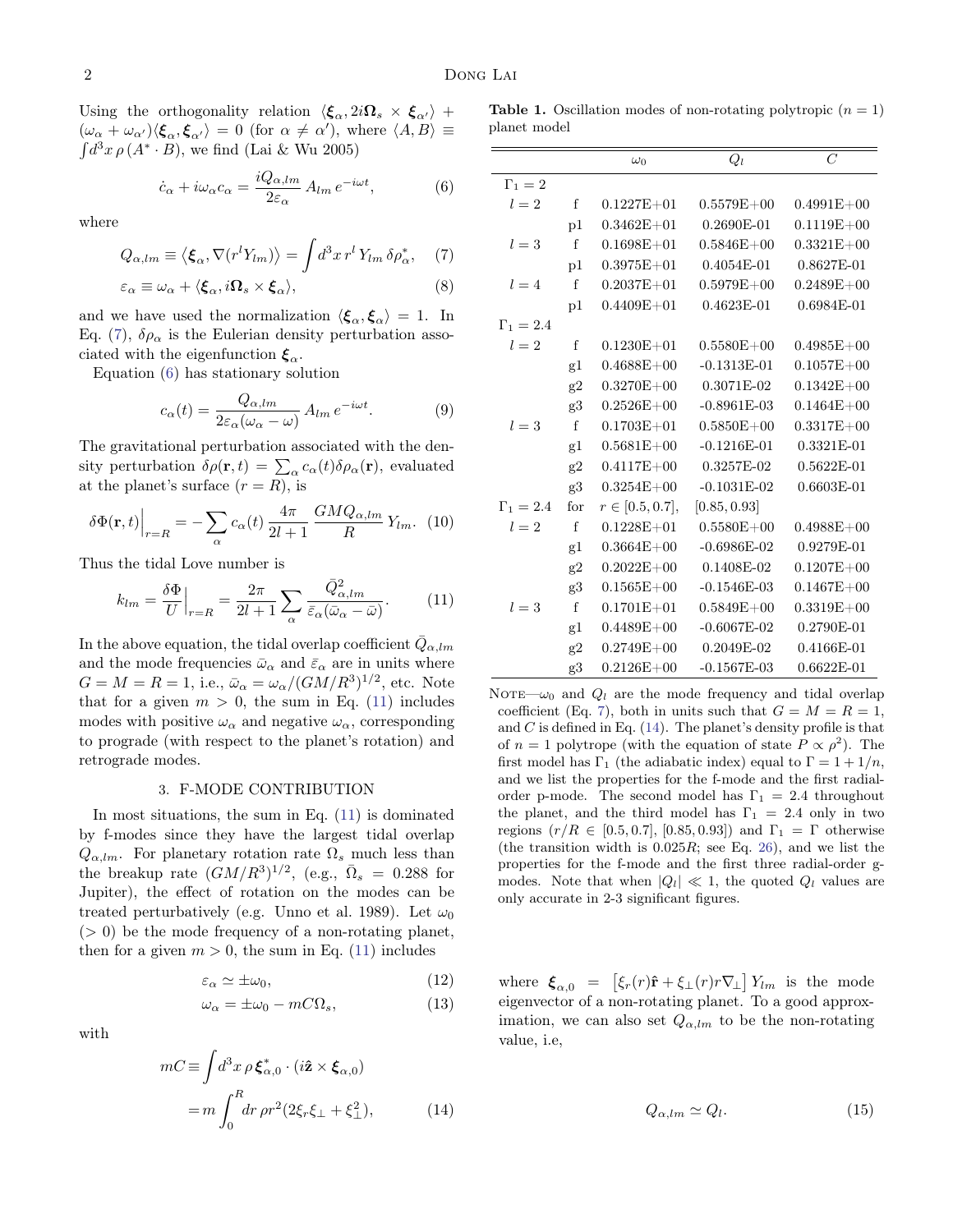Using the orthogonality relation $\langle \boldsymbol{\xi}_\alpha, 2i\boldsymbol{\Omega}_s \times \boldsymbol{\xi}_{\alpha'}\rangle + (\omega_\alpha + \omega_{\alpha'})\langle \boldsymbol{\xi}_\alpha, \boldsymbol{\xi}_{\alpha'}\rangle = 0$ (for $\alpha \neq \alpha'$), where $\langle A, B\rangle \equiv \int d^3x\, \rho\, (A^* \cdot B)$, we find (Lai & Wu 2005)

$$\dot{c}_\alpha + i\omega_\alpha c_\alpha = \frac{iQ_{\alpha,lm}}{2\varepsilon_\alpha}\, A_{lm}\, e^{-i\omega t}, \tag{6}$$

where

$$Q_{\alpha,lm} \equiv \left\langle \boldsymbol{\xi}_\alpha, \nabla(r^l Y_{lm})\right\rangle = \int d^3x\, r^l\, Y_{lm}\, \delta\rho_\alpha^*, \tag{7}$$

$$\varepsilon_\alpha \equiv \omega_\alpha + \langle \boldsymbol{\xi}_\alpha, i\boldsymbol{\Omega}_s \times \boldsymbol{\xi}_\alpha\rangle, \tag{8}$$

and we have used the normalization $\langle \boldsymbol{\xi}_\alpha, \boldsymbol{\xi}_\alpha\rangle = 1$. In Eq. (7), $\delta\rho_\alpha$ is the Eulerian density perturbation associated with the eigenfunction $\boldsymbol{\xi}_\alpha$.

Equation (6) has stationary solution

$$c_\alpha(t) = \frac{Q_{\alpha,lm}}{2\varepsilon_\alpha(\omega_\alpha - \omega)}\, A_{lm}\, e^{-i\omega t}. \tag{9}$$

The gravitational perturbation associated with the density perturbation $\delta\rho(\mathbf{r}, t) = \sum_\alpha c_\alpha(t)\delta\rho_\alpha(\mathbf{r})$, evaluated at the planet's surface ($r = R$), is

$$\delta\Phi(\mathbf{r}, t)\Big|_{r=R} = -\sum_\alpha c_\alpha(t)\, \frac{4\pi}{2l+1}\, \frac{GMQ_{\alpha,lm}}{R}\, Y_{lm}. \tag{10}$$

Thus the tidal Love number is

$$k_{lm} = \frac{\delta\Phi}{U}\Big|_{r=R} = \frac{2\pi}{2l+1}\sum_\alpha \frac{\bar{Q}^2_{\alpha,lm}}{\bar{\varepsilon}_\alpha(\bar{\omega}_\alpha - \bar{\omega})}. \tag{11}$$

In the above equation, the tidal overlap coefficient $\bar{Q}_{\alpha,lm}$ and the mode frequencies $\bar{\omega}_\alpha$ and $\bar{\varepsilon}_\alpha$ are in units where $G = M = R = 1$, i.e., $\bar{\omega}_\alpha = \omega_\alpha/(GM/R^3)^{1/2}$, etc. Note that for a given $m > 0$, the sum in Eq. (11) includes modes with positive $\omega_\alpha$ and negative $\omega_\alpha$, corresponding to prograde (with respect to the planet's rotation) and retrograde modes.

## 3. F-MODE CONTRIBUTION

In most situations, the sum in Eq. (11) is dominated by f-modes since they have the largest tidal overlap $Q_{\alpha,lm}$. For planetary rotation rate $\Omega_s$ much less than the breakup rate $(GM/R^3)^{1/2}$, (e.g., $\bar{\Omega}_s = 0.288$ for Jupiter), the effect of rotation on the modes can be treated perturbatively (e.g. Unno et al. 1989). Let $\omega_0$ ($> 0$) be the mode frequency of a non-rotating planet, then for a given $m > 0$, the sum in Eq. (11) includes

$$\varepsilon_\alpha \simeq \pm\omega_0, \tag{12}$$

$$\omega_\alpha = \pm\omega_0 - mC\Omega_s, \tag{13}$$

with

$$mC \equiv \int d^3x\, \rho\, \boldsymbol{\xi}^*_{\alpha,0} \cdot (i\hat{\mathbf{z}} \times \boldsymbol{\xi}_{\alpha,0}) = m\int_0^R dr\, \rho r^2 (2\xi_r\xi_\perp + \xi_\perp^2), \tag{14}$$

where $\boldsymbol{\xi}_{\alpha,0} = \left[\xi_r(r)\hat{\mathbf{r}} + \xi_\perp(r) r\nabla_\perp\right] Y_{lm}$ is the mode eigenvector of a non-rotating planet. To a good approximation, we can also set $Q_{\alpha,lm}$ to be the non-rotating value, i.e,

$$Q_{\alpha,lm} \simeq Q_l. \tag{15}$$

**Table 1.** Oscillation modes of non-rotating polytropic ($n = 1$) planet model

| | | $\omega_0$ | $Q_l$ | $C$ |
|---|---|---|---|---|
| $\Gamma_1 = 2$ | | | | |
| $l = 2$ | f | 0.1227E+01 | 0.5579E+00 | 0.4991E+00 |
| | p1 | 0.3462E+01 | 0.2690E-01 | 0.1119E+00 |
| $l = 3$ | f | 0.1698E+01 | 0.5846E+00 | 0.3321E+00 |
| | p1 | 0.3975E+01 | 0.4054E-01 | 0.8627E-01 |
| $l = 4$ | f | 0.2037E+01 | 0.5979E+00 | 0.2489E+00 |
| | p1 | 0.4409E+01 | 0.4623E-01 | 0.6984E-01 |
| $\Gamma_1 = 2.4$ | | | | |
| $l = 2$ | f | 0.1230E+01 | 0.5580E+00 | 0.4985E+00 |
| | g1 | 0.4688E+00 | -0.1313E-01 | 0.1057E+00 |
| | g2 | 0.3270E+00 | 0.3071E-02 | 0.1342E+00 |
| | g3 | 0.2526E+00 | -0.8961E-03 | 0.1464E+00 |
| $l = 3$ | f | 0.1703E+01 | 0.5850E+00 | 0.3317E+00 |
| | g1 | 0.5681E+00 | -0.1216E-01 | 0.3321E-01 |
| | g2 | 0.4117E+00 | 0.3257E-02 | 0.5622E-01 |
| | g3 | 0.3254E+00 | -0.1031E-02 | 0.6603E-01 |
| $\Gamma_1 = 2.4$ | for | $r \in [0.5, 0.7]$, | $[0.85, 0.93]$ | |
| $l = 2$ | f | 0.1228E+01 | 0.5580E+00 | 0.4988E+00 |
| | g1 | 0.3664E+00 | -0.6986E-02 | 0.9279E-01 |
| | g2 | 0.2022E+00 | 0.1408E-02 | 0.1207E+00 |
| | g3 | 0.1565E+00 | -0.1546E-03 | 0.1467E+00 |
| $l = 3$ | f | 0.1701E+01 | 0.5849E+00 | 0.3319E+00 |
| | g1 | 0.4489E+00 | -0.6067E-02 | 0.2790E-01 |
| | g2 | 0.2749E+00 | 0.2049E-02 | 0.4166E-01 |
| | g3 | 0.2126E+00 | -0.1567E-03 | 0.6622E-01 |

NOTE—$\omega_0$ and $Q_l$ are the mode frequency and tidal overlap coefficient (Eq. 7), both in units such that $G = M = R = 1$, and $C$ is defined in Eq. (14). The planet's density profile is that of $n = 1$ polytrope (with the equation of state $P \propto \rho^2$). The first model has $\Gamma_1$ (the adiabatic index) equal to $\Gamma = 1 + 1/n$, and we list the properties for the f-mode and the first radial-order p-mode. The second model has $\Gamma_1 = 2.4$ throughout the planet, and the third model has $\Gamma_1 = 2.4$ only in two regions ($r/R \in [0.5, 0.7], [0.85, 0.93]$) and $\Gamma_1 = \Gamma$ otherwise (the transition width is $0.025R$; see Eq. 26), and we list the properties for the f-mode and the first three radial-order g-modes. Note that when $|Q_l| \ll 1$, the quoted $Q_l$ values are only accurate in 2-3 significant figures.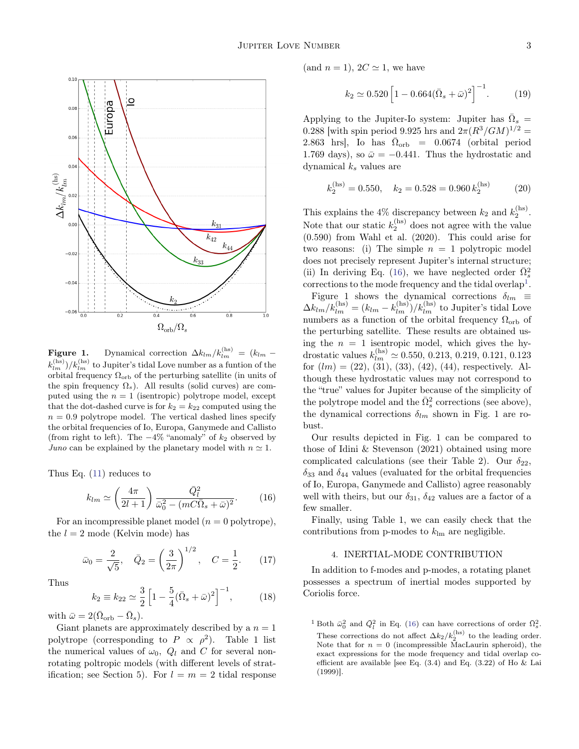0.10

0.08

0.06

0.04

0.02

0.00

−0.02

−0.04

−0.06

0.0

0.2

0.4

0.6

0.8

1.0

Europa

Io

$\Delta k_{lm}/k_{lm}^{(\rm hs)}$

$\Omega_{\rm orb}/\Omega_s$

$k_{31}$

$k_{42}$

$k_{44}$

$k_{33}$

$k_2$

**Figure 1.** Dynamical correction $\Delta k_{lm}/k_{lm}^{(\rm hs)} = (k_{lm} - k_{lm}^{(\rm hs)})/k_{lm}^{(\rm hs)}$ to Jupiter's tidal Love number as a funtion of the orbital frequency $\Omega_{\rm orb}$ of the perturbing satellite (in units of the spin frequency $\Omega_s$). All results (solid curves) are computed using the $n = 1$ (isentropic) polytrope model, except that the dot-dashed curve is for $k_2 = k_{22}$ computed using the $n = 0.9$ polytrope model. The vertical dashed lines specify the orbital frequencies of Io, Europa, Ganymede and Callisto (from right to left). The −4% "anomaly" of $k_2$ observed by *Juno* can be explained by the planetary model with $n \simeq 1$.

Thus Eq. (11) reduces to

$$k_{lm} \simeq \left(\frac{4\pi}{2l+1}\right) \frac{\bar{Q}_l^2}{\bar{\omega}_0^2 - (mC\bar{\Omega}_s + \bar{\omega})^2}. \qquad (16)$$

For an incompressible planet model ($n = 0$ polytrope), the $l = 2$ mode (Kelvin mode) has

$$\bar{\omega}_0 = \frac{2}{\sqrt{5}}, \quad \bar{Q}_2 = \left(\frac{3}{2\pi}\right)^{1/2}, \quad C = \frac{1}{2}. \qquad (17)$$

Thus

$$k_2 \equiv k_{22} \simeq \frac{3}{2}\left[1 - \frac{5}{4}(\bar{\Omega}_s + \bar{\omega})^2\right]^{-1}, \qquad (18)$$

with $\bar{\omega} = 2(\bar{\Omega}_{\rm orb} - \bar{\Omega}_s)$.

Giant planets are approximately described by a $n = 1$ polytrope (corresponding to $P \propto \rho^2$). Table 1 list the numerical values of $\omega_0$, $Q_l$ and $C$ for several non-rotating poltropic models (with different levels of stratification; see Section 5). For $l = m = 2$ tidal response (and $n = 1$), $2C \simeq 1$, we have

$$k_2 \simeq 0.520 \left[1 - 0.664(\bar{\Omega}_s + \bar{\omega})^2\right]^{-1}. \qquad (19)$$

Applying to the Jupiter-Io system: Jupiter has $\bar{\Omega}_s = 0.288$ [with spin period 9.925 hrs and $2\pi(R^3/GM)^{1/2} = 2.863$ hrs], Io has $\bar{\Omega}_{\rm orb} = 0.0674$ (orbital period 1.769 days), so $\bar{\omega} = -0.441$. Thus the hydrostatic and dynamical $k_s$ values are

$$k_2^{(\rm hs)} = 0.550, \quad k_2 = 0.528 = 0.960\, k_2^{(\rm hs)} \qquad (20)$$

This explains the 4% discrepancy between $k_2$ and $k_2^{(\rm hs)}$. Note that our static $k_2^{(\rm hs)}$ does not agree with the value (0.590) from Wahl et al. (2020). This could arise for two reasons: (i) The simple $n = 1$ polytropic model does not precisely represent Jupiter's internal structure; (ii) In deriving Eq. (16), we have neglected order $\bar{\Omega}_s^2$ corrections to the mode frequency and the tidal overlap[1].

Figure 1 shows the dynamical corrections $\delta_{lm} \equiv \Delta k_{lm}/k_{lm}^{(\rm hs)} = (k_{lm} - k_{lm}^{(\rm hs)})/k_{lm}^{(\rm hs)}$ to Jupiter's tidal Love numbers as a function of the orbital frequency $\Omega_{\rm orb}$ of the perturbing satellite. These results are obtained using the $n = 1$ isentropic model, which gives the hydrostatic values $k_{lm}^{(\rm hs)} \simeq 0.550$, 0.213, 0.219, 0.121, 0.123 for $(lm) = (22)$, (31), (33), (42), (44), respectively. Although these hydrostatic values may not correspond to the "true" values for Jupiter because of the simplicity of the polytrope model and the $\bar{\Omega}_s^2$ corrections (see above), the dynamical corrections $\delta_{lm}$ shown in Fig. 1 are robust.

Our results depicted in Fig. 1 can be compared to those of Idini & Stevenson (2021) obtained using more complicated calculations (see their Table 2). Our $\delta_{22}$, $\delta_{33}$ and $\delta_{44}$ values (evaluated for the orbital frequencies of Io, Europa, Ganymede and Callisto) agree reasonably well with theirs, but our $\delta_{31}$, $\delta_{42}$ values are a factor of a few smaller.

Finally, using Table 1, we can easily check that the contributions from p-modes to $k_{\rm lm}$ are negligible.

## 4. INERTIAL-MODE CONTRIBUTION

In addition to f-modes and p-modes, a rotating planet possesses a spectrum of inertial modes supported by Coriolis force.

[1] Both $\bar{\omega}_0^2$ and $\bar{Q}_l^2$ in Eq. (16) can have corrections of order $\bar{\Omega}_s^2$. These corrections do not affect $\Delta k_2/k_2^{(\rm hs)}$ to the leading order. Note that for $n = 0$ (incompressible MacLaurin spheroid), the exact expressions for the mode frequency and tidal overlap coefficient are available [see Eq. (3.4) and Eq. (3.22) of Ho & Lai (1999)].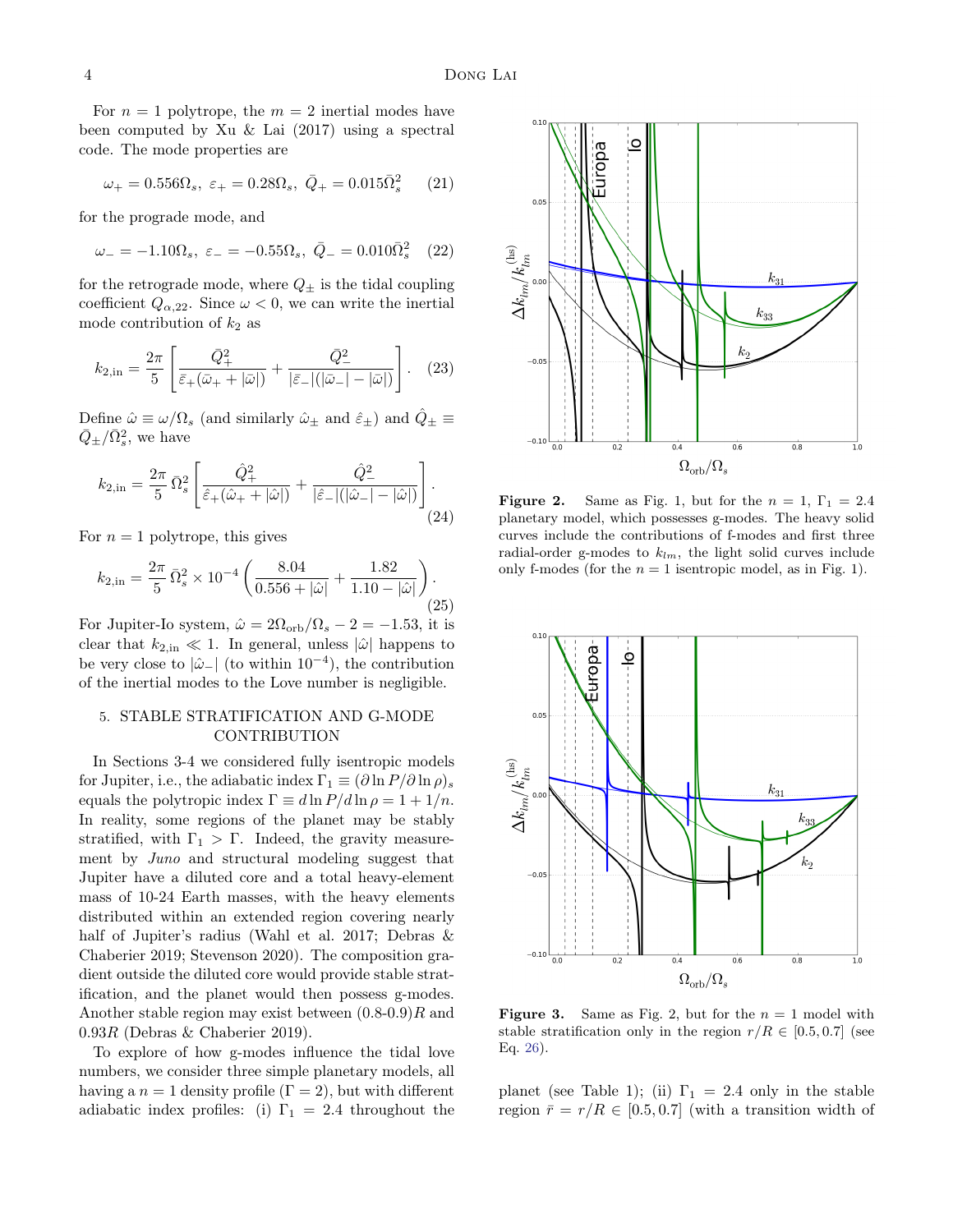For $n = 1$ polytrope, the $m = 2$ inertial modes have been computed by Xu & Lai (2017) using a spectral code. The mode properties are

$$\omega_+ = 0.556\Omega_s,\ \varepsilon_+ = 0.28\Omega_s,\ \bar{Q}_+ = 0.015\bar{\Omega}_s^2 \tag{21}$$

for the prograde mode, and

$$\omega_- = -1.10\Omega_s,\ \varepsilon_- = -0.55\Omega_s,\ \bar{Q}_- = 0.010\bar{\Omega}_s^2 \tag{22}$$

for the retrograde mode, where $Q_\pm$ is the tidal coupling coefficient $Q_{\alpha,22}$. Since $\omega < 0$, we can write the inertial mode contribution of $k_2$ as

$$k_{2,\rm in} = \frac{2\pi}{5}\left[\frac{\bar{Q}_+^2}{\bar{\varepsilon}_+(\bar{\omega}_+ + |\bar{\omega}|)} + \frac{\bar{Q}_-^2}{|\bar{\varepsilon}_-|(|\bar{\omega}_-| - |\bar{\omega}|)}\right]. \tag{23}$$

Define $\hat{\omega} \equiv \omega/\Omega_s$ (and similarly $\hat{\omega}_\pm$ and $\hat{\varepsilon}_\pm$) and $\hat{Q}_\pm \equiv \bar{Q}_\pm/\bar{\Omega}_s^2$, we have

$$k_{2,\rm in} = \frac{2\pi}{5}\,\bar{\Omega}_s^2\left[\frac{\hat{Q}_+^2}{\hat{\varepsilon}_+(\hat{\omega}_+ + |\hat{\omega}|)} + \frac{\hat{Q}_-^2}{|\hat{\varepsilon}_-|(|\hat{\omega}_-| - |\hat{\omega}|)}\right]. \tag{24}$$

For $n = 1$ polytrope, this gives

$$k_{2,\rm in} = \frac{2\pi}{5}\,\bar{\Omega}_s^2 \times 10^{-4}\left(\frac{8.04}{0.556 + |\hat{\omega}|} + \frac{1.82}{1.10 - |\hat{\omega}|}\right). \tag{25}$$

For Jupiter-Io system, $\hat{\omega} = 2\Omega_{\rm orb}/\Omega_s - 2 = -1.53$, it is clear that $k_{2,\rm in} \ll 1$. In general, unless $|\hat{\omega}|$ happens to be very close to $|\hat{\omega}_-|$ (to within $10^{-4}$), the contribution of the inertial modes to the Love number is negligible.

## 5. STABLE STRATIFICATION AND G-MODE CONTRIBUTION

In Sections 3-4 we considered fully isentropic models for Jupiter, i.e., the adiabatic index $\Gamma_1 \equiv (\partial \ln P/\partial \ln \rho)_s$ equals the polytropic index $\Gamma \equiv d \ln P/d \ln \rho = 1 + 1/n$. In reality, some regions of the planet may be stably stratified, with $\Gamma_1 > \Gamma$. Indeed, the gravity measurement by *Juno* and structural modeling suggest that Jupiter have a diluted core and a total heavy-element mass of 10-24 Earth masses, with the heavy elements distributed within an extended region covering nearly half of Jupiter's radius (Wahl et al. 2017; Debras & Chaberier 2019; Stevenson 2020). The composition gradient outside the diluted core would provide stable stratification, and the planet would then possess g-modes. Another stable region may exist between (0.8-0.9)$R$ and 0.93$R$ (Debras & Chaberier 2019).

To explore of how g-modes influence the tidal love numbers, we consider three simple planetary models, all having a $n = 1$ density profile ($\Gamma = 2$), but with different adiabatic index profiles: (i) $\Gamma_1 = 2.4$ throughout the planet (see Table 1); (ii) $\Gamma_1 = 2.4$ only in the stable region $\bar{r} = r/R \in [0.5, 0.7]$ (with a transition width of

Europa
Io
$k_{31}$
$k_{33}$
$k_2$
$\Delta k_{lm}/k_{lm}^{(\rm hs)}$
$\Omega_{\rm orb}/\Omega_s$
0.10, 0.05, 0.00, −0.05, −0.10
0.0, 0.2, 0.4, 0.6, 0.8, 1.0

**Figure 2.** Same as Fig. 1, but for the $n = 1$, $\Gamma_1 = 2.4$ planetary model, which possesses g-modes. The heavy solid curves include the contributions of f-modes and first three radial-order g-modes to $k_{lm}$, the light solid curves include only f-modes (for the $n = 1$ isentropic model, as in Fig. 1).

Europa
Io
$k_{31}$
$k_{33}$
$k_2$
$\Delta k_{lm}/k_{lm}^{(\rm hs)}$
$\Omega_{\rm orb}/\Omega_s$
0.10, 0.05, 0.00, −0.05, −0.10
0.0, 0.2, 0.4, 0.6, 0.8, 1.0

**Figure 3.** Same as Fig. 2, but for the $n = 1$ model with stable stratification only in the region $r/R \in [0.5, 0.7]$ (see Eq. 26).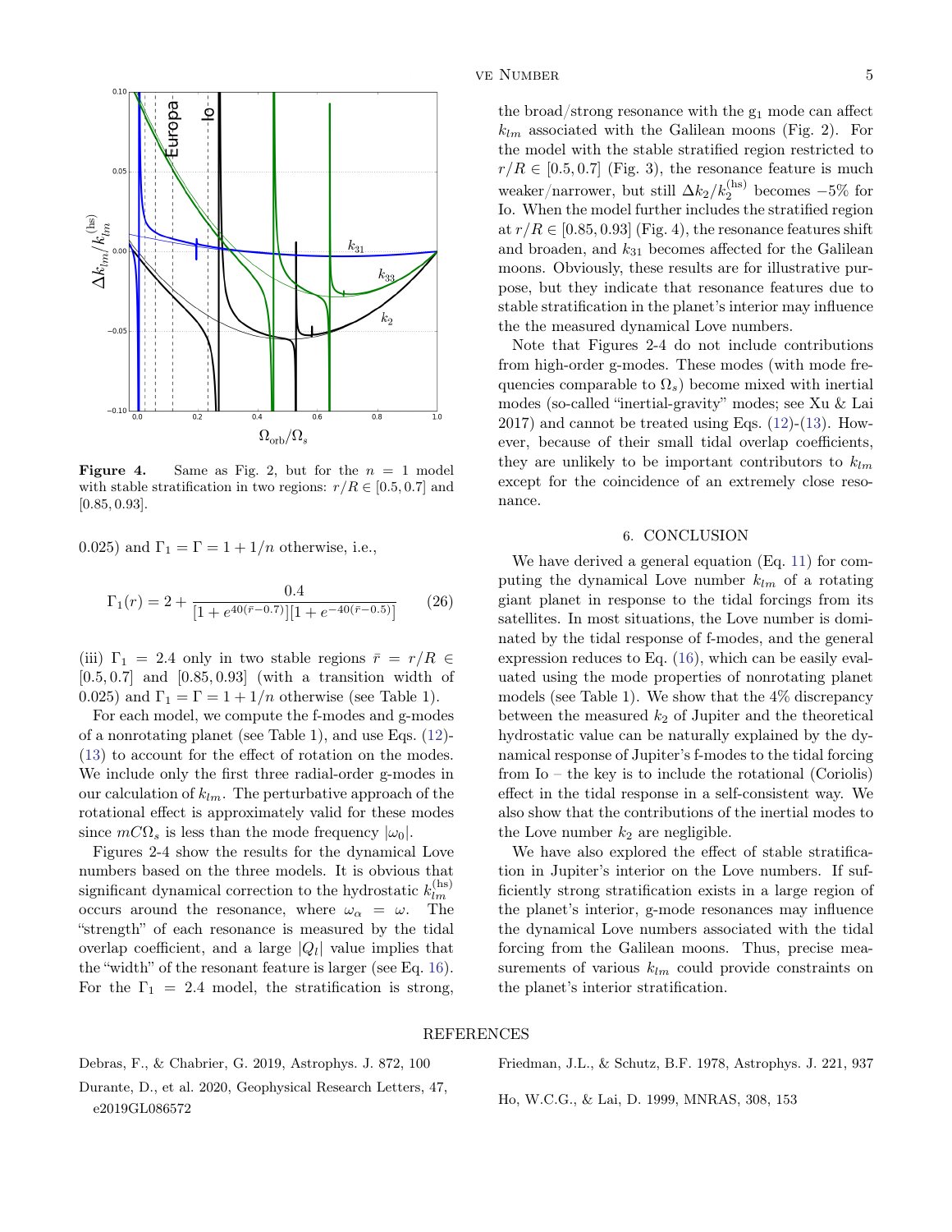**Figure 4.** Same as Fig. 2, but for the $n = 1$ model with stable stratification in two regions: $r/R \in [0.5, 0.7]$ and $[0.85, 0.93]$.

0.025) and $\Gamma_1 = \Gamma = 1 + 1/n$ otherwise, i.e.,

$$\Gamma_1(r) = 2 + \frac{0.4}{[1 + e^{40(\bar{r}-0.7)}][1 + e^{-40(\bar{r}-0.5)}]} \qquad (26)$$

(iii) $\Gamma_1 = 2.4$ only in two stable regions $\bar{r} = r/R \in [0.5, 0.7]$ and $[0.85, 0.93]$ (with a transition width of 0.025) and $\Gamma_1 = \Gamma = 1 + 1/n$ otherwise (see Table 1).

For each model, we compute the f-modes and g-modes of a nonrotating planet (see Table 1), and use Eqs. (12)-(13) to account for the effect of rotation on the modes. We include only the first three radial-order g-modes in our calculation of $k_{lm}$. The perturbative approach of the rotational effect is approximately valid for these modes since $mC\Omega_s$ is less than the mode frequency $|\omega_0|$.

Figures 2-4 show the results for the dynamical Love numbers based on the three models. It is obvious that significant dynamical correction to the hydrostatic $k_{lm}^{(\rm hs)}$ occurs around the resonance, where $\omega_\alpha = \omega$. The "strength" of each resonance is measured by the tidal overlap coefficient, and a large $|Q_l|$ value implies that the "width" of the resonant feature is larger (see Eq. 16). For the $\Gamma_1 = 2.4$ model, the stratification is strong, the broad/strong resonance with the $g_1$ mode can affect $k_{lm}$ associated with the Galilean moons (Fig. 2). For the model with the stable stratified region restricted to $r/R \in [0.5, 0.7]$ (Fig. 3), the resonance feature is much weaker/narrower, but still $\Delta k_2/k_2^{(\rm hs)}$ becomes $-5\%$ for Io. When the model further includes the stratified region at $r/R \in [0.85, 0.93]$ (Fig. 4), the resonance features shift and broaden, and $k_{31}$ becomes affected for the Galilean moons. Obviously, these results are for illustrative purpose, but they indicate that resonance features due to stable stratification in the planet's interior may influence the the measured dynamical Love numbers.

Note that Figures 2-4 do not include contributions from high-order g-modes. These modes (with mode frequencies comparable to $\Omega_s$) become mixed with inertial modes (so-called "inertial-gravity" modes; see Xu & Lai 2017) and cannot be treated using Eqs. (12)-(13). However, because of their small tidal overlap coefficients, they are unlikely to be important contributors to $k_{lm}$ except for the coincidence of an extremely close resonance.

## 6. CONCLUSION

We have derived a general equation (Eq. 11) for computing the dynamical Love number $k_{lm}$ of a rotating giant planet in response to the tidal forcings from its satellites. In most situations, the Love number is dominated by the tidal response of f-modes, and the general expression reduces to Eq. (16), which can be easily evaluated using the mode properties of nonrotating planet models (see Table 1). We show that the 4% discrepancy between the measured $k_2$ of Jupiter and the theoretical hydrostatic value can be naturally explained by the dynamical response of Jupiter's f-modes to the tidal forcing from Io – the key is to include the rotational (Coriolis) effect in the tidal response in a self-consistent way. We also show that the contributions of the inertial modes to the Love number $k_2$ are negligible.

We have also explored the effect of stable stratification in Jupiter's interior on the Love numbers. If sufficiently strong stratification exists in a large region of the planet's interior, g-mode resonances may influence the dynamical Love numbers associated with the tidal forcing from the Galilean moons. Thus, precise measurements of various $k_{lm}$ could provide constraints on the planet's interior stratification.

## REFERENCES

Debras, F., & Chabrier, G. 2019, Astrophys. J. 872, 100

Durante, D., et al. 2020, Geophysical Research Letters, 47, e2019GL086572

Friedman, J.L., & Schutz, B.F. 1978, Astrophys. J. 221, 937

Ho, W.C.G., & Lai, D. 1999, MNRAS, 308, 153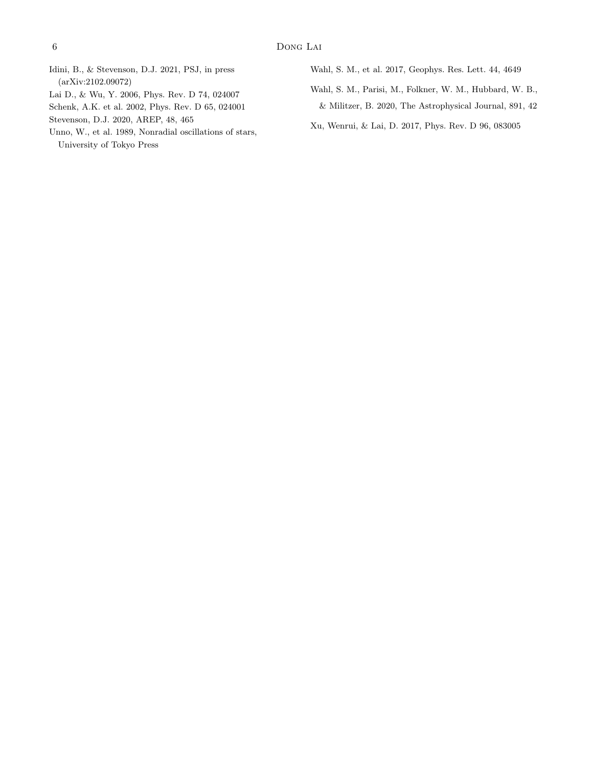Idini, B., & Stevenson, D.J. 2021, PSJ, in press (arXiv:2102.09072)

Lai D., & Wu, Y. 2006, Phys. Rev. D 74, 024007

Schenk, A.K. et al. 2002, Phys. Rev. D 65, 024001

Stevenson, D.J. 2020, AREP, 48, 465

Unno, W., et al. 1989, Nonradial oscillations of stars, University of Tokyo Press

Wahl, S. M., et al. 2017, Geophys. Res. Lett. 44, 4649

Wahl, S. M., Parisi, M., Folkner, W. M., Hubbard, W. B., & Militzer, B. 2020, The Astrophysical Journal, 891, 42

Xu, Wenrui, & Lai, D. 2017, Phys. Rev. D 96, 083005